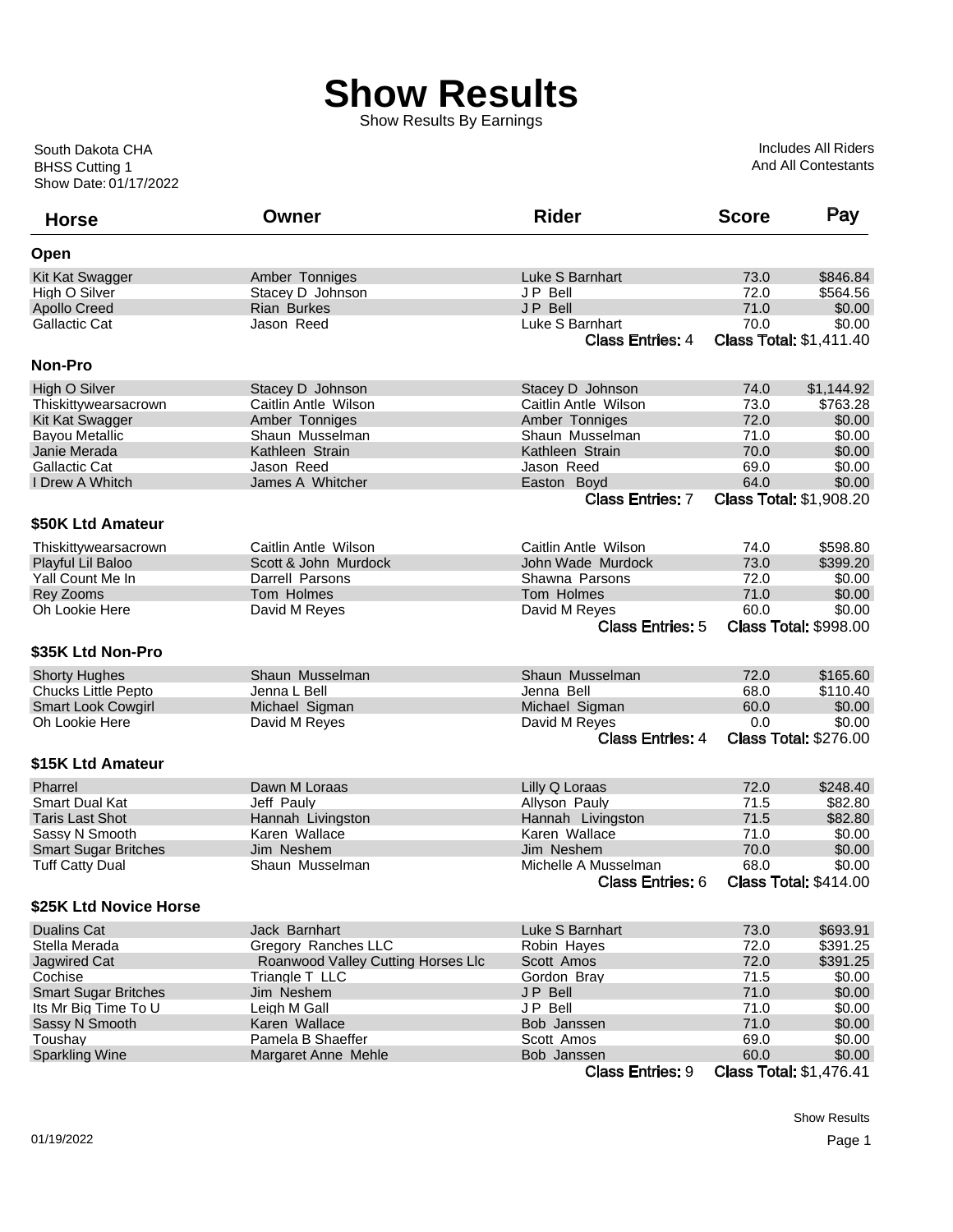# Show Results

Show Results By Earnings

South Dakota CHA
BHSS Cutting 1
Show Date: 01/17/2022

Includes All Riders
And All Contestants

| Horse | Owner | Rider | Score | Pay |
|---|---|---|---|---|
| **Open** | | | | |
| Kit Kat Swagger | Amber Tonniges | Luke S Barnhart | 73.0 | $846.84 |
| High O Silver | Stacey D Johnson | J P Bell | 72.0 | $564.56 |
| Apollo Creed | Rian Burkes | J P Bell | 71.0 | $0.00 |
| Gallactic Cat | Jason Reed | Luke S Barnhart | 70.0 | $0.00 |
| | | Class Entries: 4 | Class Total: $1,411.40 | |
| **Non-Pro** | | | | |
| High O Silver | Stacey D Johnson | Stacey D Johnson | 74.0 | $1,144.92 |
| Thiskittywearsacrown | Caitlin Antle Wilson | Caitlin Antle Wilson | 73.0 | $763.28 |
| Kit Kat Swagger | Amber Tonniges | Amber Tonniges | 72.0 | $0.00 |
| Bayou Metallic | Shaun Musselman | Shaun Musselman | 71.0 | $0.00 |
| Janie Merada | Kathleen Strain | Kathleen Strain | 70.0 | $0.00 |
| Gallactic Cat | Jason Reed | Jason Reed | 69.0 | $0.00 |
| I Drew A Whitch | James A Whitcher | Easton Boyd | 64.0 | $0.00 |
| | | Class Entries: 7 | Class Total: $1,908.20 | |
| **$50K Ltd Amateur** | | | | |
| Thiskittywearsacrown | Caitlin Antle Wilson | Caitlin Antle Wilson | 74.0 | $598.80 |
| Playful Lil Baloo | Scott & John Murdock | John Wade Murdock | 73.0 | $399.20 |
| Yall Count Me In | Darrell Parsons | Shawna Parsons | 72.0 | $0.00 |
| Rey Zooms | Tom Holmes | Tom Holmes | 71.0 | $0.00 |
| Oh Lookie Here | David M Reyes | David M Reyes | 60.0 | $0.00 |
| | | Class Entries: 5 | Class Total: $998.00 | |
| **$35K Ltd Non-Pro** | | | | |
| Shorty Hughes | Shaun Musselman | Shaun Musselman | 72.0 | $165.60 |
| Chucks Little Pepto | Jenna L Bell | Jenna Bell | 68.0 | $110.40 |
| Smart Look Cowgirl | Michael Sigman | Michael Sigman | 60.0 | $0.00 |
| Oh Lookie Here | David M Reyes | David M Reyes | 0.0 | $0.00 |
| | | Class Entries: 4 | Class Total: $276.00 | |
| **$15K Ltd Amateur** | | | | |
| Pharrel | Dawn M Loraas | Lilly Q Loraas | 72.0 | $248.40 |
| Smart Dual Kat | Jeff Pauly | Allyson Pauly | 71.5 | $82.80 |
| Taris Last Shot | Hannah Livingston | Hannah Livingston | 71.5 | $82.80 |
| Sassy N Smooth | Karen Wallace | Karen Wallace | 71.0 | $0.00 |
| Smart Sugar Britches | Jim Neshem | Jim Neshem | 70.0 | $0.00 |
| Tuff Catty Dual | Shaun Musselman | Michelle A Musselman | 68.0 | $0.00 |
| | | Class Entries: 6 | Class Total: $414.00 | |
| **$25K Ltd Novice Horse** | | | | |
| Dualins Cat | Jack Barnhart | Luke S Barnhart | 73.0 | $693.91 |
| Stella Merada | Gregory Ranches LLC | Robin Hayes | 72.0 | $391.25 |
| Jagwired Cat | Roanwood Valley Cutting Horses Llc | Scott Amos | 72.0 | $391.25 |
| Cochise | Triangle T LLC | Gordon Bray | 71.5 | $0.00 |
| Smart Sugar Britches | Jim Neshem | J P Bell | 71.0 | $0.00 |
| Its Mr Big Time To U | Leigh M Gall | J P Bell | 71.0 | $0.00 |
| Sassy N Smooth | Karen Wallace | Bob Janssen | 71.0 | $0.00 |
| Toushay | Pamela B Shaeffer | Scott Amos | 69.0 | $0.00 |
| Sparkling Wine | Margaret Anne Mehle | Bob Janssen | 60.0 | $0.00 |
| | | Class Entries: 9 | Class Total: $1,476.41 | |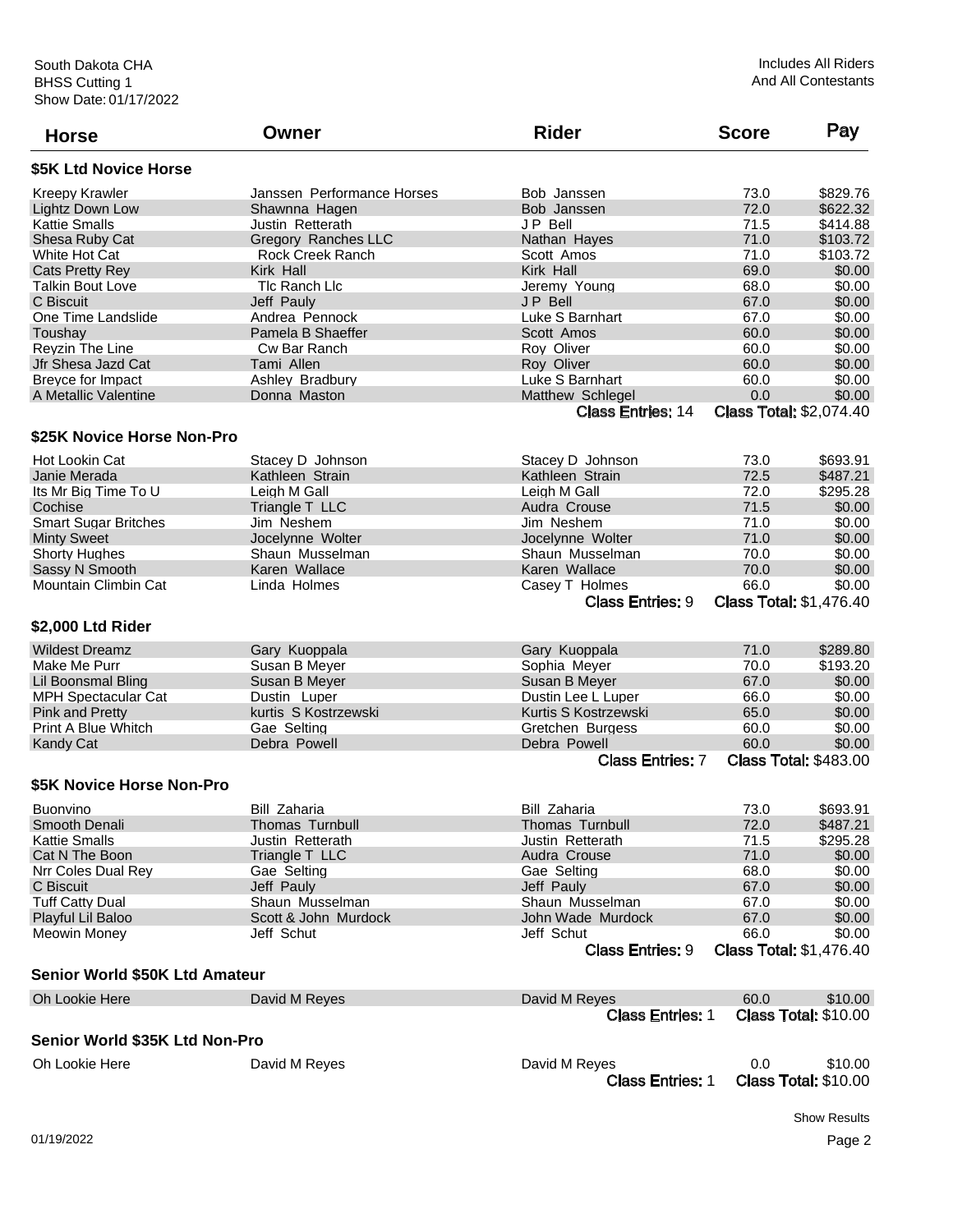South Dakota CHA
BHSS Cutting 1
Show Date: 01/17/2022

Includes All Riders And All Contestants

| Horse | Owner | Rider | Score | Pay |
|---|---|---|---|---|

### $5K Ltd Novice Horse

| Horse | Owner | Rider | Score | Pay |
|---|---|---|---|---|
| Kreepy Krawler | Janssen Performance Horses | Bob Janssen | 73.0 | $829.76 |
| Lightz Down Low | Shawnna Hagen | Bob Janssen | 72.0 | $622.32 |
| Kattie Smalls | Justin Retterath | J P Bell | 71.5 | $414.88 |
| Shesa Ruby Cat | Gregory Ranches LLC | Nathan Hayes | 71.0 | $103.72 |
| White Hot Cat | Rock Creek Ranch | Scott Amos | 71.0 | $103.72 |
| Cats Pretty Rey | Kirk Hall | Kirk Hall | 69.0 | $0.00 |
| Talkin Bout Love | Tlc Ranch Llc | Jeremy Young | 68.0 | $0.00 |
| C Biscuit | Jeff Pauly | J P Bell | 67.0 | $0.00 |
| One Time Landslide | Andrea Pennock | Luke S Barnhart | 67.0 | $0.00 |
| Toushay | Pamela B Shaeffer | Scott Amos | 60.0 | $0.00 |
| Reyzin The Line | Cw Bar Ranch | Roy Oliver | 60.0 | $0.00 |
| Jfr Shesa Jazd Cat | Tami Allen | Roy Oliver | 60.0 | $0.00 |
| Breyce for Impact | Ashley Bradbury | Luke S Barnhart | 60.0 | $0.00 |
| A Metallic Valentine | Donna Maston | Matthew Schlegel | 0.0 | $0.00 |

Class Entries: 14 Class Total: $2,074.40

### $25K Novice Horse Non-Pro

| Horse | Owner | Rider | Score | Pay |
|---|---|---|---|---|
| Hot Lookin Cat | Stacey D Johnson | Stacey D Johnson | 73.0 | $693.91 |
| Janie Merada | Kathleen Strain | Kathleen Strain | 72.5 | $487.21 |
| Its Mr Big Time To U | Leigh M Gall | Leigh M Gall | 72.0 | $295.28 |
| Cochise | Triangle T LLC | Audra Crouse | 71.5 | $0.00 |
| Smart Sugar Britches | Jim Neshem | Jim Neshem | 71.0 | $0.00 |
| Minty Sweet | Jocelynne Wolter | Jocelynne Wolter | 71.0 | $0.00 |
| Shorty Hughes | Shaun Musselman | Shaun Musselman | 70.0 | $0.00 |
| Sassy N Smooth | Karen Wallace | Karen Wallace | 70.0 | $0.00 |
| Mountain Climbin Cat | Linda Holmes | Casey T Holmes | 66.0 | $0.00 |

Class Entries: 9 Class Total: $1,476.40

### $2,000 Ltd Rider

| Horse | Owner | Rider | Score | Pay |
|---|---|---|---|---|
| Wildest Dreamz | Gary Kuoppala | Gary Kuoppala | 71.0 | $289.80 |
| Make Me Purr | Susan B Meyer | Sophia Meyer | 70.0 | $193.20 |
| Lil Boonsmal Bling | Susan B Meyer | Susan B Meyer | 67.0 | $0.00 |
| MPH Spectacular Cat | Dustin Luper | Dustin Lee L Luper | 66.0 | $0.00 |
| Pink and Pretty | kurtis S Kostrzewski | Kurtis S Kostrzewski | 65.0 | $0.00 |
| Print A Blue Whitch | Gae Selting | Gretchen Burgess | 60.0 | $0.00 |
| Kandy Cat | Debra Powell | Debra Powell | 60.0 | $0.00 |

Class Entries: 7 Class Total: $483.00

### $5K Novice Horse Non-Pro

| Horse | Owner | Rider | Score | Pay |
|---|---|---|---|---|
| Buonvino | Bill Zaharia | Bill Zaharia | 73.0 | $693.91 |
| Smooth Denali | Thomas Turnbull | Thomas Turnbull | 72.0 | $487.21 |
| Kattie Smalls | Justin Retterath | Justin Retterath | 71.5 | $295.28 |
| Cat N The Boon | Triangle T LLC | Audra Crouse | 71.0 | $0.00 |
| Nrr Coles Dual Rey | Gae Selting | Gae Selting | 68.0 | $0.00 |
| C Biscuit | Jeff Pauly | Jeff Pauly | 67.0 | $0.00 |
| Tuff Catty Dual | Shaun Musselman | Shaun Musselman | 67.0 | $0.00 |
| Playful Lil Baloo | Scott & John Murdock | John Wade Murdock | 67.0 | $0.00 |
| Meowin Money | Jeff Schut | Jeff Schut | 66.0 | $0.00 |

Class Entries: 9 Class Total: $1,476.40

### Senior World $50K Ltd Amateur

| Horse | Owner | Rider | Score | Pay |
|---|---|---|---|---|
| Oh Lookie Here | David M Reyes | David M Reyes | 60.0 | $10.00 |

Class Entries: 1 Class Total: $10.00

### Senior World $35K Ltd Non-Pro

| Horse | Owner | Rider | Score | Pay |
|---|---|---|---|---|
| Oh Lookie Here | David M Reyes | David M Reyes | 0.0 | $10.00 |

Class Entries: 1 Class Total: $10.00

Show Results

01/19/2022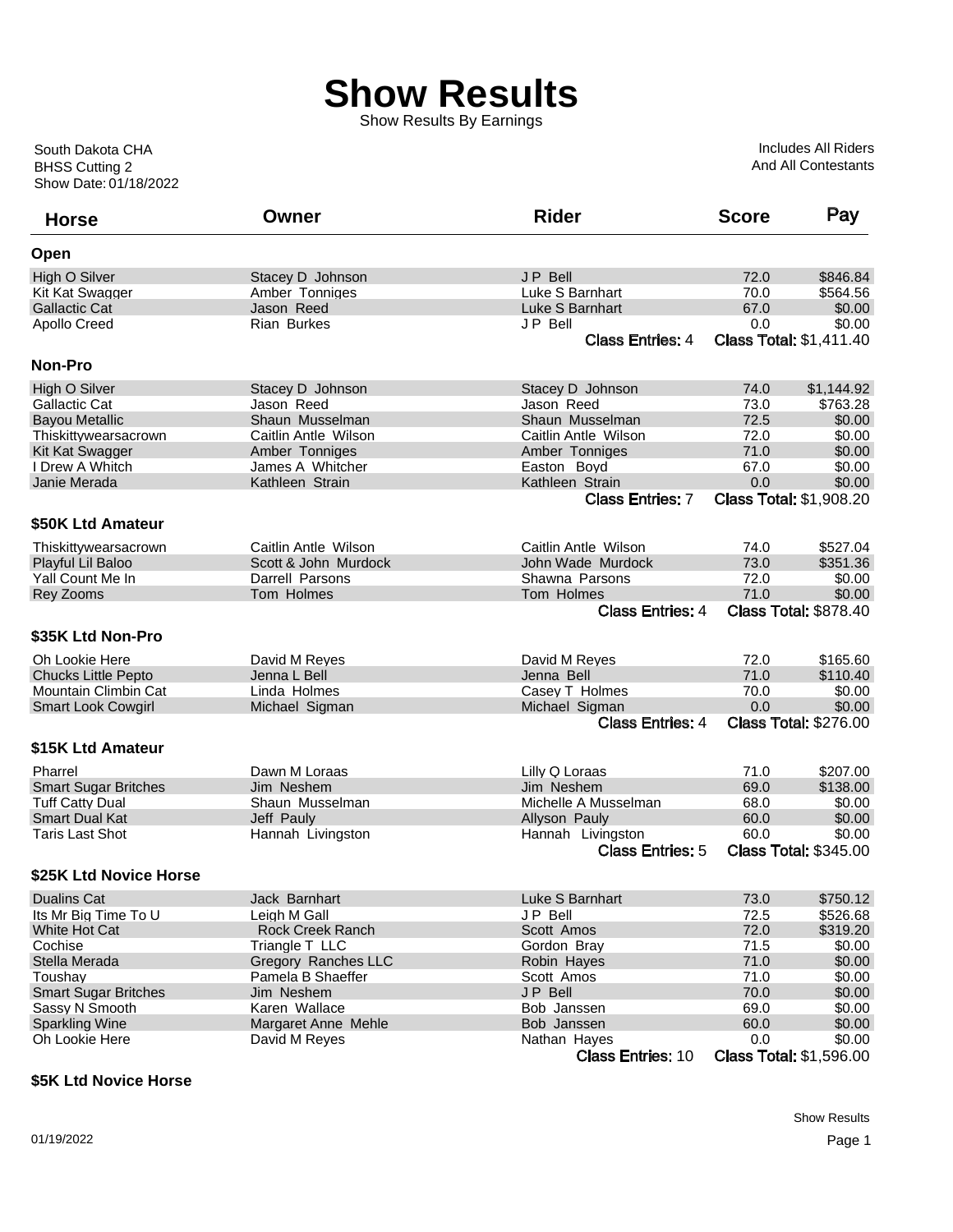# Show Results

Show Results By Earnings

South Dakota CHA
BHSS Cutting 2
Show Date: 01/18/2022

Includes All Riders
And All Contestants

| Horse | Owner | Rider | Score | Pay |
|---|---|---|---|---|
| **Open** | | | | |
| High O Silver | Stacey D Johnson | J P Bell | 72.0 | $846.84 |
| Kit Kat Swagger | Amber Tonniges | Luke S Barnhart | 70.0 | $564.56 |
| Gallactic Cat | Jason Reed | Luke S Barnhart | 67.0 | $0.00 |
| Apollo Creed | Rian Burkes | J P Bell | 0.0 | $0.00 |
| | | Class Entries: 4 | Class Total: $1,411.40 | |
| **Non-Pro** | | | | |
| High O Silver | Stacey D Johnson | Stacey D Johnson | 74.0 | $1,144.92 |
| Gallactic Cat | Jason Reed | Jason Reed | 73.0 | $763.28 |
| Bayou Metallic | Shaun Musselman | Shaun Musselman | 72.5 | $0.00 |
| Thiskittywearsacrown | Caitlin Antle Wilson | Caitlin Antle Wilson | 72.0 | $0.00 |
| Kit Kat Swagger | Amber Tonniges | Amber Tonniges | 71.0 | $0.00 |
| I Drew A Whitch | James A Whitcher | Easton Boyd | 67.0 | $0.00 |
| Janie Merada | Kathleen Strain | Kathleen Strain | 0.0 | $0.00 |
| | | Class Entries: 7 | Class Total: $1,908.20 | |
| **$50K Ltd Amateur** | | | | |
| Thiskittywearsacrown | Caitlin Antle Wilson | Caitlin Antle Wilson | 74.0 | $527.04 |
| Playful Lil Baloo | Scott & John Murdock | John Wade Murdock | 73.0 | $351.36 |
| Yall Count Me In | Darrell Parsons | Shawna Parsons | 72.0 | $0.00 |
| Rey Zooms | Tom Holmes | Tom Holmes | 71.0 | $0.00 |
| | | Class Entries: 4 | Class Total: $878.40 | |
| **$35K Ltd Non-Pro** | | | | |
| Oh Lookie Here | David M Reyes | David M Reyes | 72.0 | $165.60 |
| Chucks Little Pepto | Jenna L Bell | Jenna Bell | 71.0 | $110.40 |
| Mountain Climbin Cat | Linda Holmes | Casey T Holmes | 70.0 | $0.00 |
| Smart Look Cowgirl | Michael Sigman | Michael Sigman | 0.0 | $0.00 |
| | | Class Entries: 4 | Class Total: $276.00 | |
| **$15K Ltd Amateur** | | | | |
| Pharrel | Dawn M Loraas | Lilly Q Loraas | 71.0 | $207.00 |
| Smart Sugar Britches | Jim Neshem | Jim Neshem | 69.0 | $138.00 |
| Tuff Catty Dual | Shaun Musselman | Michelle A Musselman | 68.0 | $0.00 |
| Smart Dual Kat | Jeff Pauly | Allyson Pauly | 60.0 | $0.00 |
| Taris Last Shot | Hannah Livingston | Hannah Livingston | 60.0 | $0.00 |
| | | Class Entries: 5 | Class Total: $345.00 | |
| **$25K Ltd Novice Horse** | | | | |
| Dualins Cat | Jack Barnhart | Luke S Barnhart | 73.0 | $750.12 |
| Its Mr Big Time To U | Leigh M Gall | J P Bell | 72.5 | $526.68 |
| White Hot Cat | Rock Creek Ranch | Scott Amos | 72.0 | $319.20 |
| Cochise | Triangle T LLC | Gordon Bray | 71.5 | $0.00 |
| Stella Merada | Gregory Ranches LLC | Robin Hayes | 71.0 | $0.00 |
| Toushay | Pamela B Shaeffer | Scott Amos | 71.0 | $0.00 |
| Smart Sugar Britches | Jim Neshem | J P Bell | 70.0 | $0.00 |
| Sassy N Smooth | Karen Wallace | Bob Janssen | 69.0 | $0.00 |
| Sparkling Wine | Margaret Anne Mehle | Bob Janssen | 60.0 | $0.00 |
| Oh Lookie Here | David M Reyes | Nathan Hayes | 0.0 | $0.00 |
| | | Class Entries: 10 | Class Total: $1,596.00 | |

**$5K Ltd Novice Horse**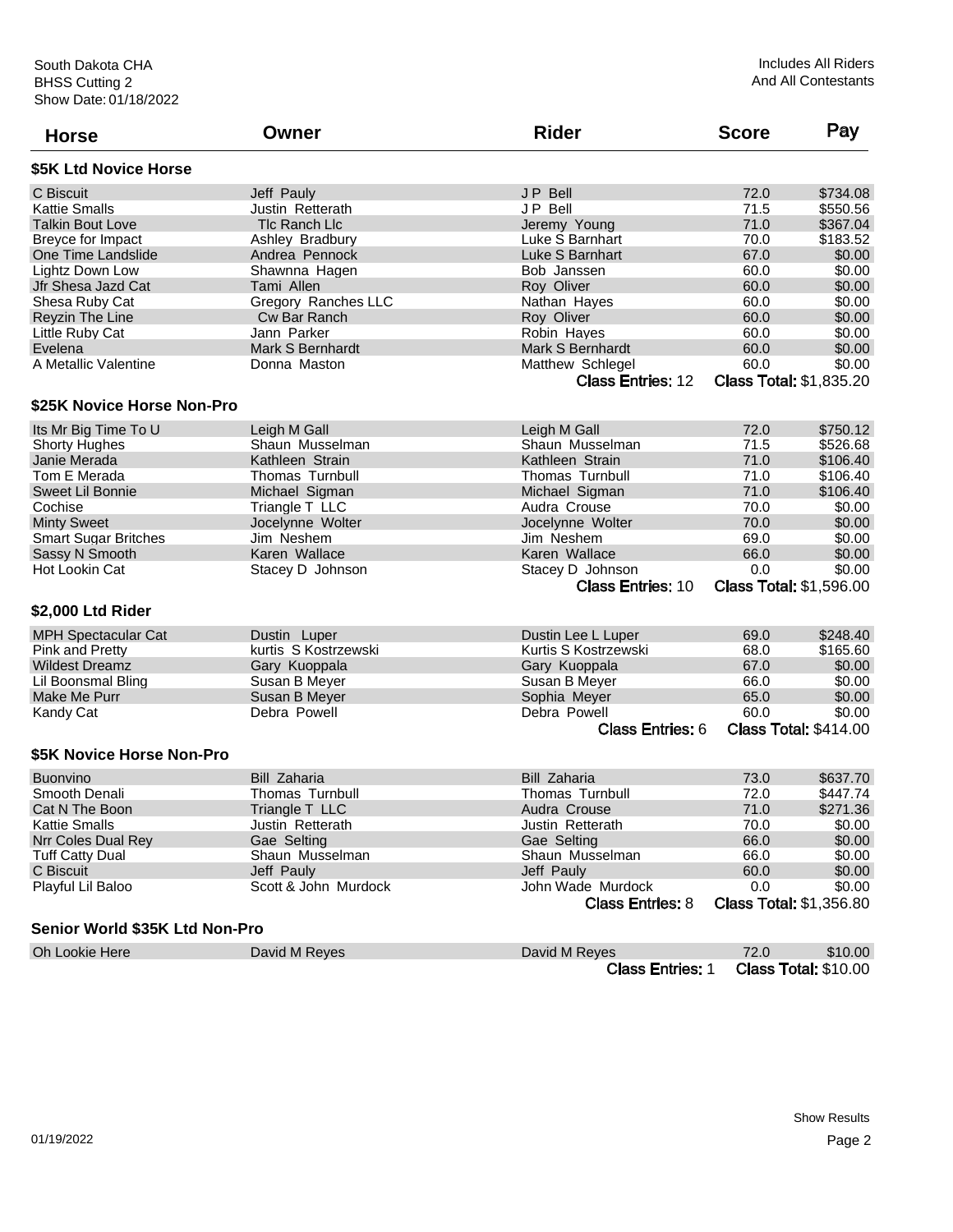South Dakota CHA
BHSS Cutting 2
Show Date: 01/18/2022

Includes All Riders
And All Contestants

| Horse | Owner | Rider | Score | Pay |
|---|---|---|---|---|

### $5K Ltd Novice Horse

| Horse | Owner | Rider | Score | Pay |
|---|---|---|---|---|
| C Biscuit | Jeff Pauly | J P Bell | 72.0 | $734.08 |
| Kattie Smalls | Justin Retterath | J P Bell | 71.5 | $550.56 |
| Talkin Bout Love | Tlc Ranch Llc | Jeremy Young | 71.0 | $367.04 |
| Breyce for Impact | Ashley Bradbury | Luke S Barnhart | 70.0 | $183.52 |
| One Time Landslide | Andrea Pennock | Luke S Barnhart | 67.0 | $0.00 |
| Lightz Down Low | Shawnna Hagen | Bob Janssen | 60.0 | $0.00 |
| Jfr Shesa Jazd Cat | Tami Allen | Roy Oliver | 60.0 | $0.00 |
| Shesa Ruby Cat | Gregory Ranches LLC | Nathan Hayes | 60.0 | $0.00 |
| Reyzin The Line | Cw Bar Ranch | Roy Oliver | 60.0 | $0.00 |
| Little Ruby Cat | Jann Parker | Robin Hayes | 60.0 | $0.00 |
| Evelena | Mark S Bernhardt | Mark S Bernhardt | 60.0 | $0.00 |
| A Metallic Valentine | Donna Maston | Matthew Schlegel | 60.0 | $0.00 |

**Class Entries:** 12 **Class Total:** $1,835.20

### $25K Novice Horse Non-Pro

| Horse | Owner | Rider | Score | Pay |
|---|---|---|---|---|
| Its Mr Big Time To U | Leigh M Gall | Leigh M Gall | 72.0 | $750.12 |
| Shorty Hughes | Shaun Musselman | Shaun Musselman | 71.5 | $526.68 |
| Janie Merada | Kathleen Strain | Kathleen Strain | 71.0 | $106.40 |
| Tom E Merada | Thomas Turnbull | Thomas Turnbull | 71.0 | $106.40 |
| Sweet Lil Bonnie | Michael Sigman | Michael Sigman | 71.0 | $106.40 |
| Cochise | Triangle T LLC | Audra Crouse | 70.0 | $0.00 |
| Minty Sweet | Jocelynne Wolter | Jocelynne Wolter | 70.0 | $0.00 |
| Smart Sugar Britches | Jim Neshem | Jim Neshem | 69.0 | $0.00 |
| Sassy N Smooth | Karen Wallace | Karen Wallace | 66.0 | $0.00 |
| Hot Lookin Cat | Stacey D Johnson | Stacey D Johnson | 0.0 | $0.00 |

**Class Entries:** 10 **Class Total:** $1,596.00

### $2,000 Ltd Rider

| Horse | Owner | Rider | Score | Pay |
|---|---|---|---|---|
| MPH Spectacular Cat | Dustin Luper | Dustin Lee L Luper | 69.0 | $248.40 |
| Pink and Pretty | kurtis S Kostrzewski | Kurtis S Kostrzewski | 68.0 | $165.60 |
| Wildest Dreamz | Gary Kuoppala | Gary Kuoppala | 67.0 | $0.00 |
| Lil Boonsmal Bling | Susan B Meyer | Susan B Meyer | 66.0 | $0.00 |
| Make Me Purr | Susan B Meyer | Sophia Meyer | 65.0 | $0.00 |
| Kandy Cat | Debra Powell | Debra Powell | 60.0 | $0.00 |

**Class Entries:** 6 **Class Total:** $414.00

### $5K Novice Horse Non-Pro

| Horse | Owner | Rider | Score | Pay |
|---|---|---|---|---|
| Buonvino | Bill Zaharia | Bill Zaharia | 73.0 | $637.70 |
| Smooth Denali | Thomas Turnbull | Thomas Turnbull | 72.0 | $447.74 |
| Cat N The Boon | Triangle T LLC | Audra Crouse | 71.0 | $271.36 |
| Kattie Smalls | Justin Retterath | Justin Retterath | 70.0 | $0.00 |
| Nrr Coles Dual Rey | Gae Selting | Gae Selting | 66.0 | $0.00 |
| Tuff Catty Dual | Shaun Musselman | Shaun Musselman | 66.0 | $0.00 |
| C Biscuit | Jeff Pauly | Jeff Pauly | 60.0 | $0.00 |
| Playful Lil Baloo | Scott & John Murdock | John Wade Murdock | 0.0 | $0.00 |

**Class Entries:** 8 **Class Total:** $1,356.80

### Senior World $35K Ltd Non-Pro

| Horse | Owner | Rider | Score | Pay |
|---|---|---|---|---|
| Oh Lookie Here | David M Reyes | David M Reyes | 72.0 | $10.00 |

**Class Entries:** 1 **Class Total:** $10.00

01/19/2022

Show Results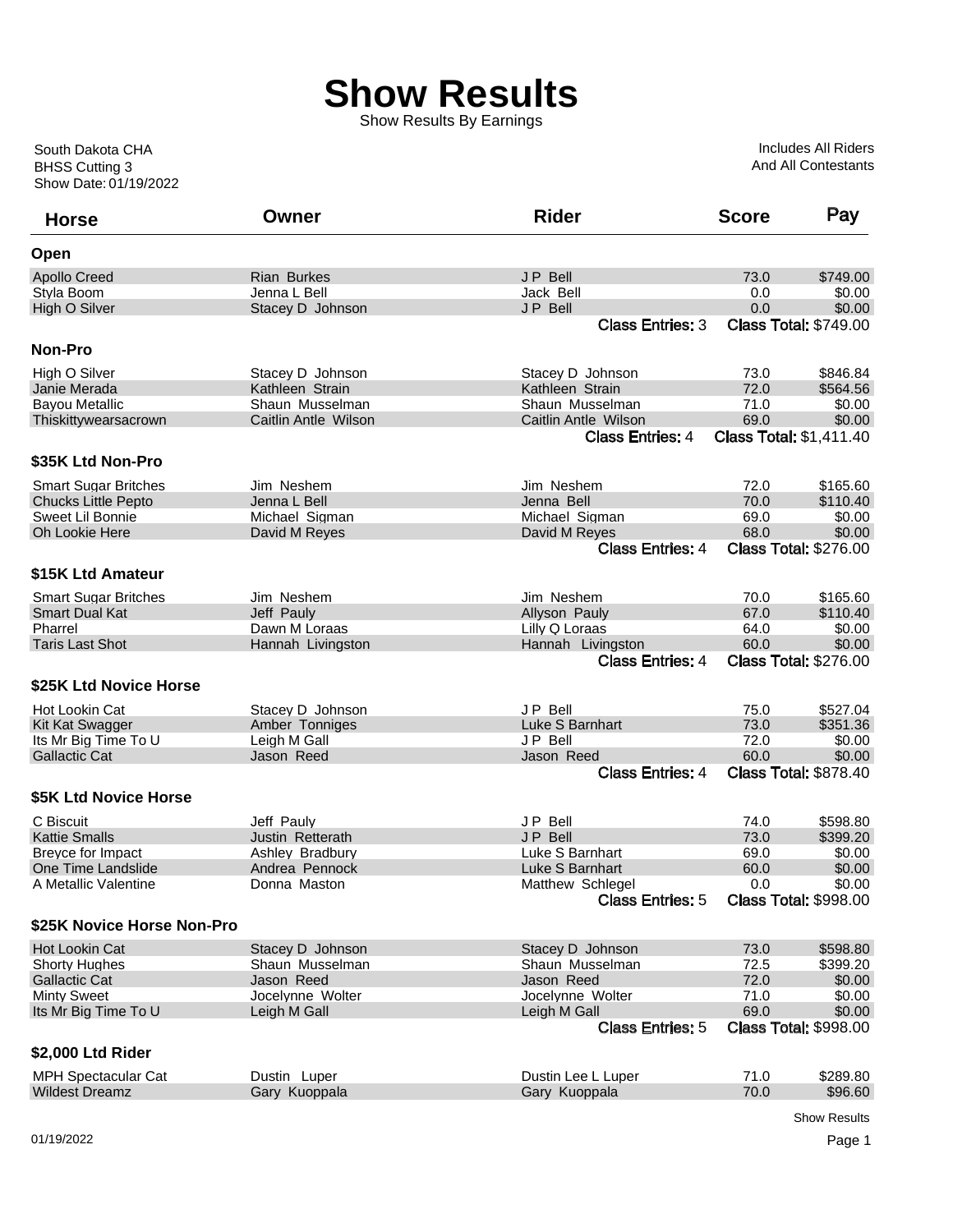# Show Results

Show Results By Earnings

South Dakota CHA
BHSS Cutting 3
Show Date: 01/19/2022

Includes All Riders
And All Contestants

| Horse | Owner | Rider | Score | Pay |
|---|---|---|---|---|
| **Open** | | | | |
| Apollo Creed | Rian Burkes | J P Bell | 73.0 | $749.00 |
| Styla Boom | Jenna L Bell | Jack Bell | 0.0 | $0.00 |
| High O Silver | Stacey D Johnson | J P Bell | 0.0 | $0.00 |
| | | Class Entries: 3 | Class Total: $749.00 | |
| **Non-Pro** | | | | |
| High O Silver | Stacey D Johnson | Stacey D Johnson | 73.0 | $846.84 |
| Janie Merada | Kathleen Strain | Kathleen Strain | 72.0 | $564.56 |
| Bayou Metallic | Shaun Musselman | Shaun Musselman | 71.0 | $0.00 |
| Thiskittywearsacrown | Caitlin Antle Wilson | Caitlin Antle Wilson | 69.0 | $0.00 |
| | | Class Entries: 4 | Class Total: $1,411.40 | |
| **$35K Ltd Non-Pro** | | | | |
| Smart Sugar Britches | Jim Neshem | Jim Neshem | 72.0 | $165.60 |
| Chucks Little Pepto | Jenna L Bell | Jenna Bell | 70.0 | $110.40 |
| Sweet Lil Bonnie | Michael Sigman | Michael Sigman | 69.0 | $0.00 |
| Oh Lookie Here | David M Reyes | David M Reyes | 68.0 | $0.00 |
| | | Class Entries: 4 | Class Total: $276.00 | |
| **$15K Ltd Amateur** | | | | |
| Smart Sugar Britches | Jim Neshem | Jim Neshem | 70.0 | $165.60 |
| Smart Dual Kat | Jeff Pauly | Allyson Pauly | 67.0 | $110.40 |
| Pharrel | Dawn M Loraas | Lilly Q Loraas | 64.0 | $0.00 |
| Taris Last Shot | Hannah Livingston | Hannah Livingston | 60.0 | $0.00 |
| | | Class Entries: 4 | Class Total: $276.00 | |
| **$25K Ltd Novice Horse** | | | | |
| Hot Lookin Cat | Stacey D Johnson | J P Bell | 75.0 | $527.04 |
| Kit Kat Swagger | Amber Tonniges | Luke S Barnhart | 73.0 | $351.36 |
| Its Mr Big Time To U | Leigh M Gall | J P Bell | 72.0 | $0.00 |
| Gallactic Cat | Jason Reed | Jason Reed | 60.0 | $0.00 |
| | | Class Entries: 4 | Class Total: $878.40 | |
| **$5K Ltd Novice Horse** | | | | |
| C Biscuit | Jeff Pauly | J P Bell | 74.0 | $598.80 |
| Kattie Smalls | Justin Retterath | J P Bell | 73.0 | $399.20 |
| Breyce for Impact | Ashley Bradbury | Luke S Barnhart | 69.0 | $0.00 |
| One Time Landslide | Andrea Pennock | Luke S Barnhart | 60.0 | $0.00 |
| A Metallic Valentine | Donna Maston | Matthew Schlegel | 0.0 | $0.00 |
| | | Class Entries: 5 | Class Total: $998.00 | |
| **$25K Novice Horse Non-Pro** | | | | |
| Hot Lookin Cat | Stacey D Johnson | Stacey D Johnson | 73.0 | $598.80 |
| Shorty Hughes | Shaun Musselman | Shaun Musselman | 72.5 | $399.20 |
| Gallactic Cat | Jason Reed | Jason Reed | 72.0 | $0.00 |
| Minty Sweet | Jocelynne Wolter | Jocelynne Wolter | 71.0 | $0.00 |
| Its Mr Big Time To U | Leigh M Gall | Leigh M Gall | 69.0 | $0.00 |
| | | Class Entries: 5 | Class Total: $998.00 | |
| **$2,000 Ltd Rider** | | | | |
| MPH Spectacular Cat | Dustin Luper | Dustin Lee L Luper | 71.0 | $289.80 |
| Wildest Dreamz | Gary Kuoppala | Gary Kuoppala | 70.0 | $96.60 |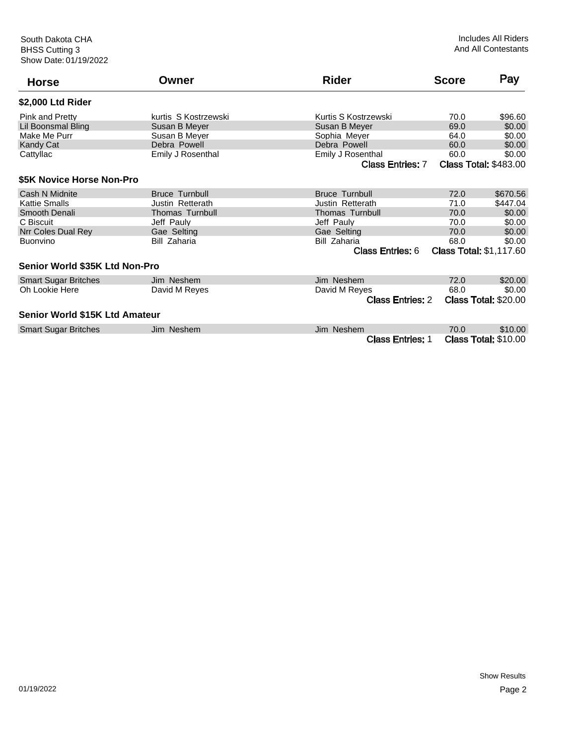South Dakota CHA
BHSS Cutting 3
Show Date: 01/19/2022

Includes All Riders
And All Contestants

| Horse | Owner | Rider | Score | Pay |
|---|---|---|---|---|
| **$2,000 Ltd Rider** | | | | |
| Pink and Pretty | kurtis S Kostrzewski | Kurtis S Kostrzewski | 70.0 | $96.60 |
| Lil Boonsmal Bling | Susan B Meyer | Susan B Meyer | 69.0 | $0.00 |
| Make Me Purr | Susan B Meyer | Sophia Meyer | 64.0 | $0.00 |
| Kandy Cat | Debra Powell | Debra Powell | 60.0 | $0.00 |
| Cattyllac | Emily J Rosenthal | Emily J Rosenthal | 60.0 | $0.00 |
| | | Class Entries: 7 | Class Total: $483.00 | |
| **$5K Novice Horse Non-Pro** | | | | |
| Cash N Midnite | Bruce Turnbull | Bruce Turnbull | 72.0 | $670.56 |
| Kattie Smalls | Justin Retterath | Justin Retterath | 71.0 | $447.04 |
| Smooth Denali | Thomas Turnbull | Thomas Turnbull | 70.0 | $0.00 |
| C Biscuit | Jeff Pauly | Jeff Pauly | 70.0 | $0.00 |
| Nrr Coles Dual Rey | Gae Selting | Gae Selting | 70.0 | $0.00 |
| Buonvino | Bill Zaharia | Bill Zaharia | 68.0 | $0.00 |
| | | Class Entries: 6 | Class Total: $1,117.60 | |
| **Senior World $35K Ltd Non-Pro** | | | | |
| Smart Sugar Britches | Jim Neshem | Jim Neshem | 72.0 | $20.00 |
| Oh Lookie Here | David M Reyes | David M Reyes | 68.0 | $0.00 |
| | | Class Entries: 2 | Class Total: $20.00 | |
| **Senior World $15K Ltd Amateur** | | | | |
| Smart Sugar Britches | Jim Neshem | Jim Neshem | 70.0 | $10.00 |
| | | Class Entries: 1 | Class Total: $10.00 | |

01/19/2022

Show Results